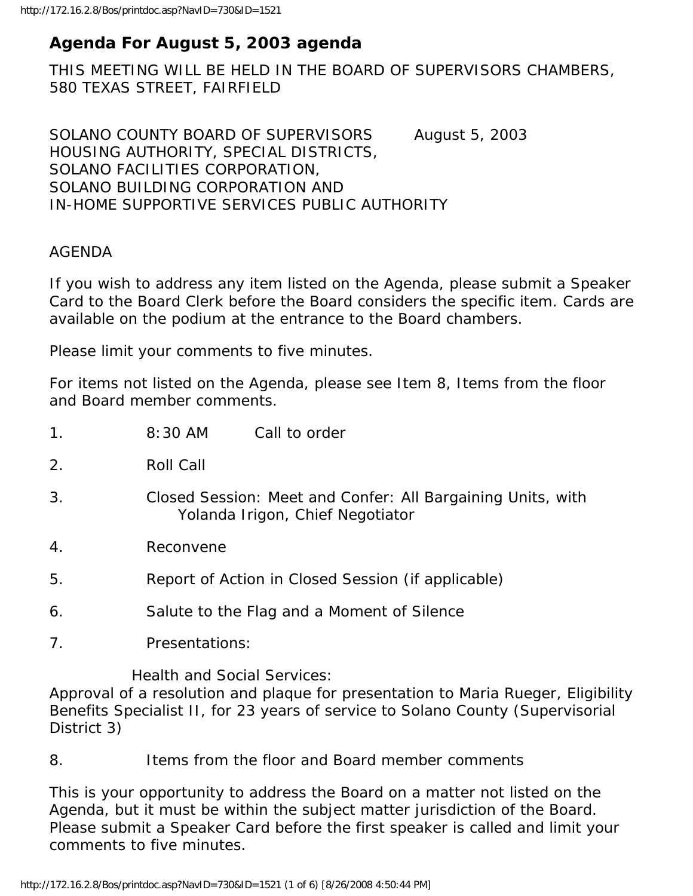# Agenda For August 5, 2003 agenda

THIS MEETING WILL BE HELD IN THE BOARD OF SUPERVISORS CHAMBERS, 580 TEXAS STREET, FAIRFIELD

SOLANO COUNTY BOARD OF SUPERVISORS August 5, 2003
HOUSING AUTHORITY, SPECIAL DISTRICTS,
SOLANO FACILITIES CORPORATION,
SOLANO BUILDING CORPORATION AND
IN-HOME SUPPORTIVE SERVICES PUBLIC AUTHORITY

AGENDA

If you wish to address any item listed on the Agenda, please submit a Speaker Card to the Board Clerk before the Board considers the specific item. Cards are available on the podium at the entrance to the Board chambers.

Please limit your comments to five minutes.

For items not listed on the Agenda, please see Item 8, Items from the floor and Board member comments.

1. 8:30 AM Call to order

2. Roll Call

3. Closed Session: Meet and Confer: All Bargaining Units, with Yolanda Irigon, Chief Negotiator

4. Reconvene

5. Report of Action in Closed Session (if applicable)

6. Salute to the Flag and a Moment of Silence

7. Presentations:

Health and Social Services:
Approval of a resolution and plaque for presentation to Maria Rueger, Eligibility Benefits Specialist II, for 23 years of service to Solano County (Supervisorial District 3)

8. Items from the floor and Board member comments

This is your opportunity to address the Board on a matter not listed on the Agenda, but it must be within the subject matter jurisdiction of the Board. Please submit a Speaker Card before the first speaker is called and limit your comments to five minutes.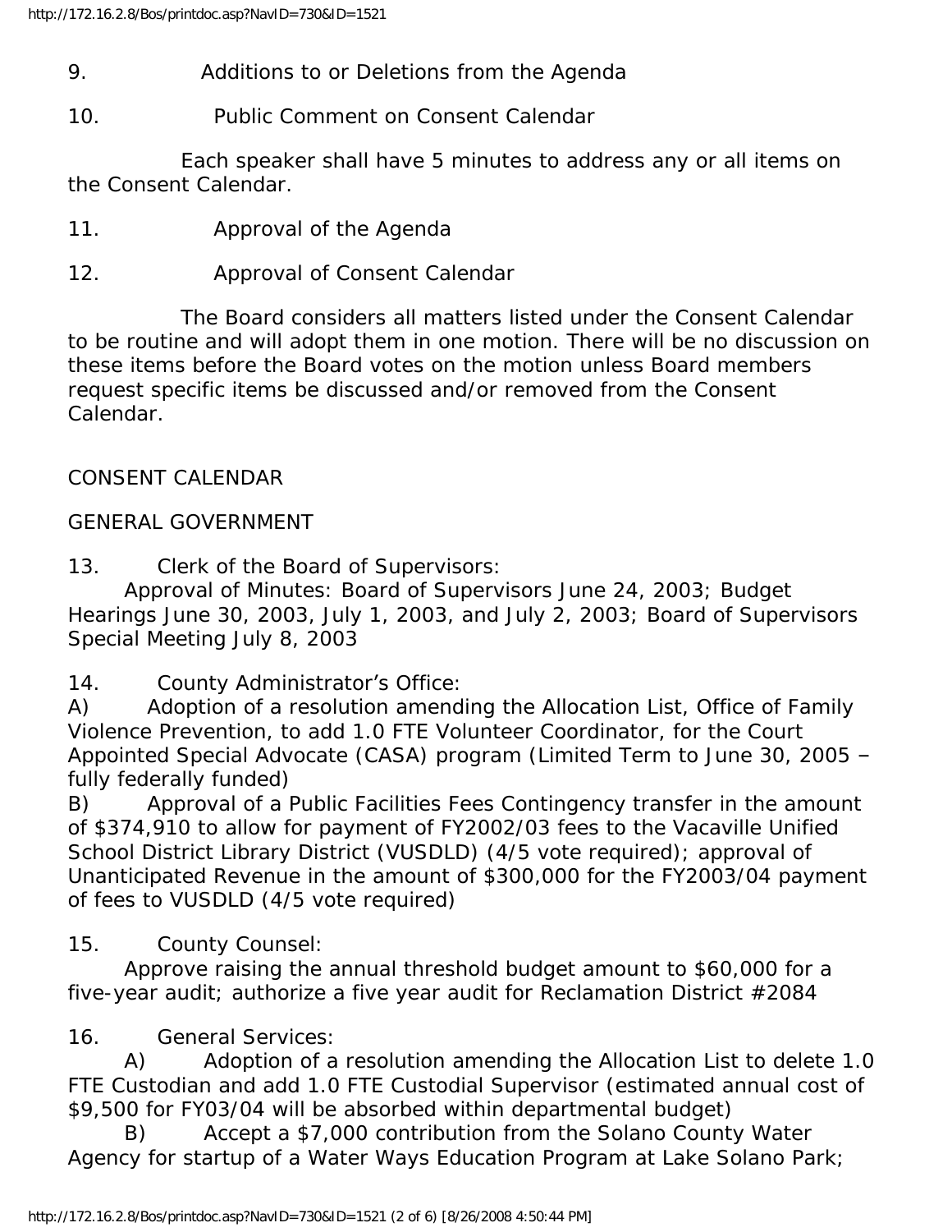9. Additions to or Deletions from the Agenda

10. Public Comment on Consent Calendar

Each speaker shall have 5 minutes to address any or all items on the Consent Calendar.

11. Approval of the Agenda

12. Approval of Consent Calendar

The Board considers all matters listed under the Consent Calendar to be routine and will adopt them in one motion. There will be no discussion on these items before the Board votes on the motion unless Board members request specific items be discussed and/or removed from the Consent Calendar.

CONSENT CALENDAR

GENERAL GOVERNMENT

13. Clerk of the Board of Supervisors:
Approval of Minutes: Board of Supervisors June 24, 2003; Budget Hearings June 30, 2003, July 1, 2003, and July 2, 2003; Board of Supervisors Special Meeting July 8, 2003

14. County Administrator's Office:
A) Adoption of a resolution amending the Allocation List, Office of Family Violence Prevention, to add 1.0 FTE Volunteer Coordinator, for the Court Appointed Special Advocate (CASA) program (Limited Term to June 30, 2005 – fully federally funded)
B) Approval of a Public Facilities Fees Contingency transfer in the amount of $374,910 to allow for payment of FY2002/03 fees to the Vacaville Unified School District Library District (VUSDLD) (4/5 vote required); approval of Unanticipated Revenue in the amount of $300,000 for the FY2003/04 payment of fees to VUSDLD (4/5 vote required)

15. County Counsel:
Approve raising the annual threshold budget amount to $60,000 for a five-year audit; authorize a five year audit for Reclamation District #2084

16. General Services:
A) Adoption of a resolution amending the Allocation List to delete 1.0 FTE Custodian and add 1.0 FTE Custodial Supervisor (estimated annual cost of $9,500 for FY03/04 will be absorbed within departmental budget)
B) Accept a $7,000 contribution from the Solano County Water Agency for startup of a Water Ways Education Program at Lake Solano Park;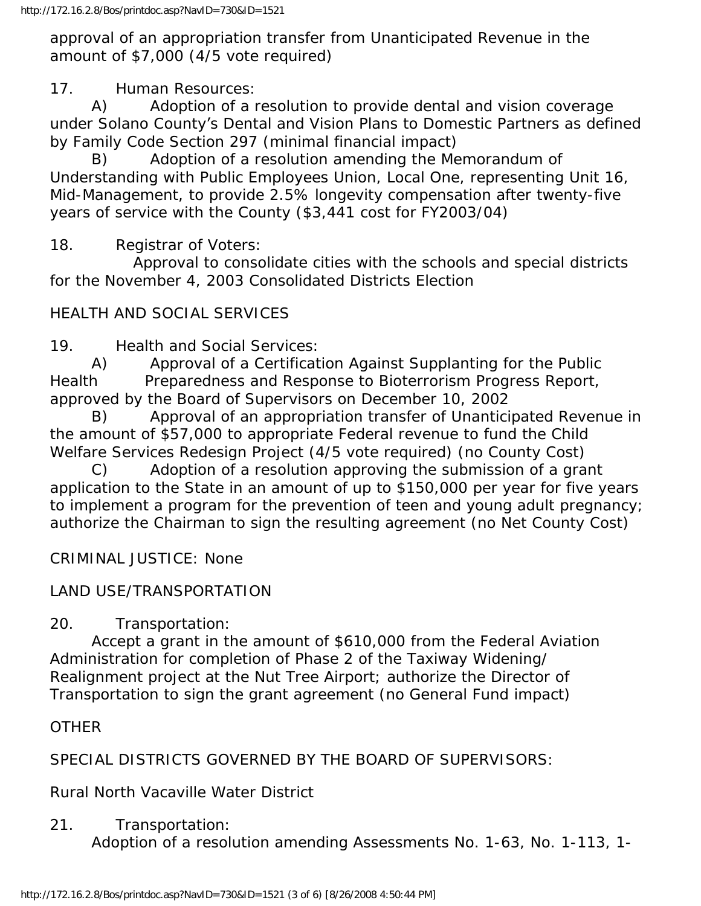approval of an appropriation transfer from Unanticipated Revenue in the amount of $7,000 (4/5 vote required)

17. Human Resources:

A) Adoption of a resolution to provide dental and vision coverage under Solano County's Dental and Vision Plans to Domestic Partners as defined by Family Code Section 297 (minimal financial impact)

B) Adoption of a resolution amending the Memorandum of Understanding with Public Employees Union, Local One, representing Unit 16, Mid-Management, to provide 2.5% longevity compensation after twenty-five years of service with the County ($3,441 cost for FY2003/04)

18. Registrar of Voters:

Approval to consolidate cities with the schools and special districts for the November 4, 2003 Consolidated Districts Election

HEALTH AND SOCIAL SERVICES

19. Health and Social Services:

A) Approval of a Certification Against Supplanting for the Public Health Preparedness and Response to Bioterrorism Progress Report, approved by the Board of Supervisors on December 10, 2002

B) Approval of an appropriation transfer of Unanticipated Revenue in the amount of $57,000 to appropriate Federal revenue to fund the Child Welfare Services Redesign Project (4/5 vote required) (no County Cost)

C) Adoption of a resolution approving the submission of a grant application to the State in an amount of up to $150,000 per year for five years to implement a program for the prevention of teen and young adult pregnancy; authorize the Chairman to sign the resulting agreement (no Net County Cost)

CRIMINAL JUSTICE: None

LAND USE/TRANSPORTATION

20. Transportation:

Accept a grant in the amount of $610,000 from the Federal Aviation Administration for completion of Phase 2 of the Taxiway Widening/ Realignment project at the Nut Tree Airport; authorize the Director of Transportation to sign the grant agreement (no General Fund impact)

OTHER

SPECIAL DISTRICTS GOVERNED BY THE BOARD OF SUPERVISORS:

Rural North Vacaville Water District

21. Transportation:

Adoption of a resolution amending Assessments No. 1-63, No. 1-113, 1-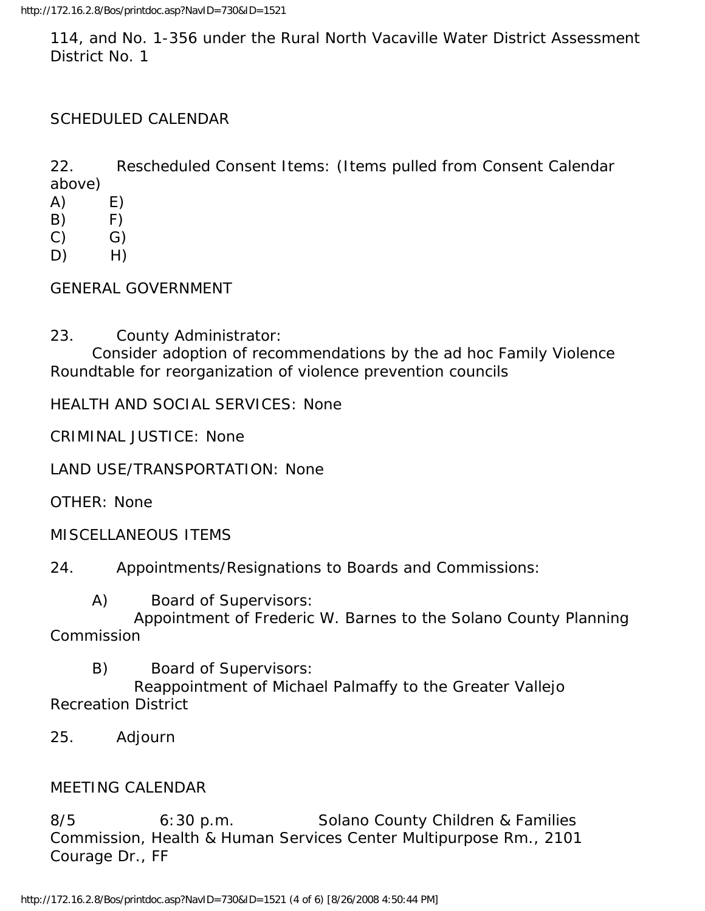114, and No. 1-356 under the Rural North Vacaville Water District Assessment District No. 1

SCHEDULED CALENDAR

22. Rescheduled Consent Items: (Items pulled from Consent Calendar above)

A) E)
B) F)
C) G)
D) H)

GENERAL GOVERNMENT

23. County Administrator:
Consider adoption of recommendations by the ad hoc Family Violence Roundtable for reorganization of violence prevention councils

HEALTH AND SOCIAL SERVICES: None

CRIMINAL JUSTICE: None

LAND USE/TRANSPORTATION: None

OTHER: None

MISCELLANEOUS ITEMS

24. Appointments/Resignations to Boards and Commissions:

A) Board of Supervisors:
Appointment of Frederic W. Barnes to the Solano County Planning Commission

B) Board of Supervisors:
Reappointment of Michael Palmaffy to the Greater Vallejo Recreation District

25. Adjourn

MEETING CALENDAR

8/5 6:30 p.m. Solano County Children & Families Commission, Health & Human Services Center Multipurpose Rm., 2101 Courage Dr., FF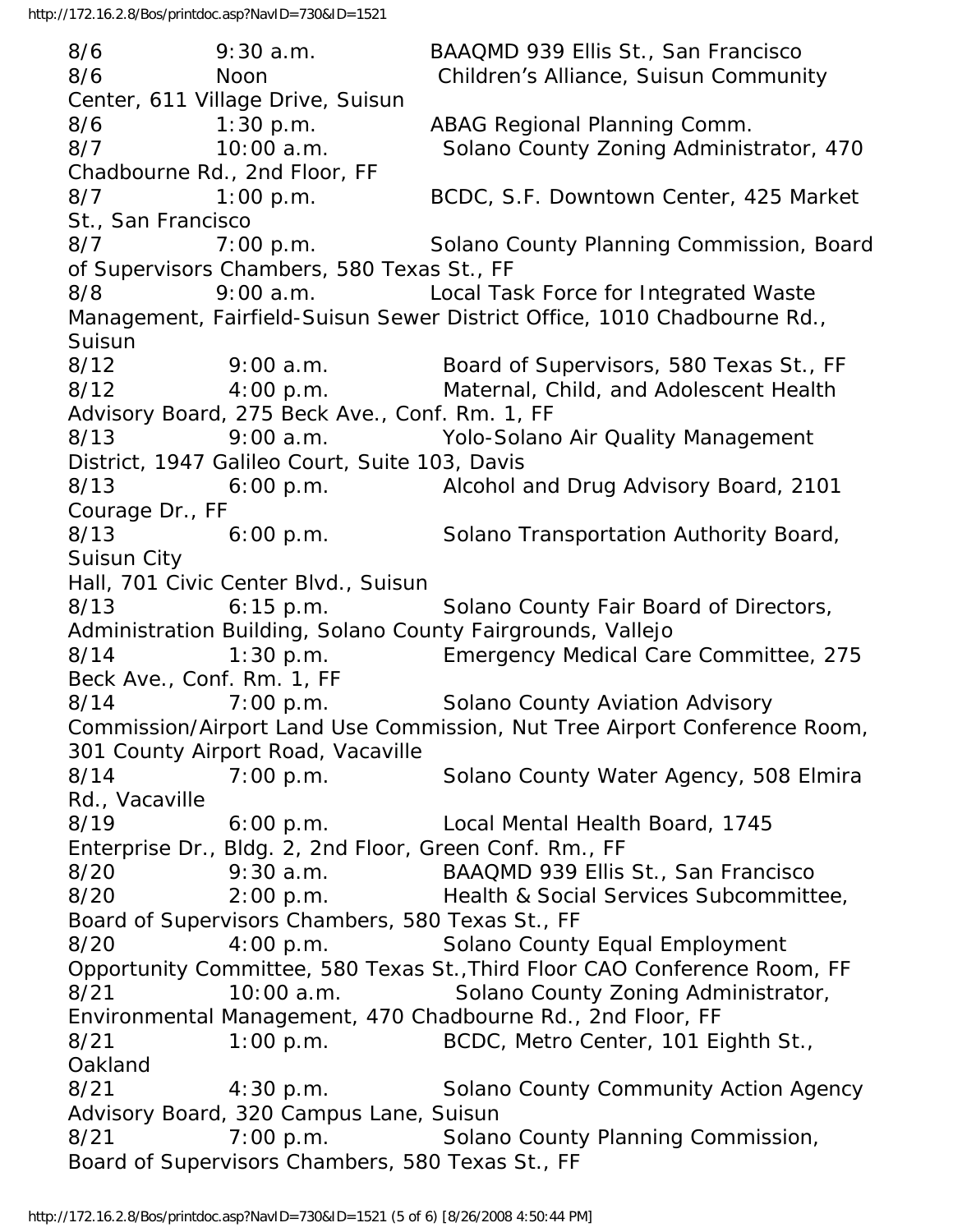8/6 9:30 a.m. BAAQMD 939 Ellis St., San Francisco
8/6 Noon Children's Alliance, Suisun Community Center, 611 Village Drive, Suisun
8/6 1:30 p.m. ABAG Regional Planning Comm.
8/7 10:00 a.m. Solano County Zoning Administrator, 470 Chadbourne Rd., 2nd Floor, FF
8/7 1:00 p.m. BCDC, S.F. Downtown Center, 425 Market St., San Francisco
8/7 7:00 p.m. Solano County Planning Commission, Board of Supervisors Chambers, 580 Texas St., FF
8/8 9:00 a.m. Local Task Force for Integrated Waste Management, Fairfield-Suisun Sewer District Office, 1010 Chadbourne Rd., Suisun
8/12 9:00 a.m. Board of Supervisors, 580 Texas St., FF
8/12 4:00 p.m. Maternal, Child, and Adolescent Health Advisory Board, 275 Beck Ave., Conf. Rm. 1, FF
8/13 9:00 a.m. Yolo-Solano Air Quality Management District, 1947 Galileo Court, Suite 103, Davis
8/13 6:00 p.m. Alcohol and Drug Advisory Board, 2101 Courage Dr., FF
8/13 6:00 p.m. Solano Transportation Authority Board, Suisun City Hall, 701 Civic Center Blvd., Suisun
8/13 6:15 p.m. Solano County Fair Board of Directors, Administration Building, Solano County Fairgrounds, Vallejo
8/14 1:30 p.m. Emergency Medical Care Committee, 275 Beck Ave., Conf. Rm. 1, FF
8/14 7:00 p.m. Solano County Aviation Advisory Commission/Airport Land Use Commission, Nut Tree Airport Conference Room, 301 County Airport Road, Vacaville
8/14 7:00 p.m. Solano County Water Agency, 508 Elmira Rd., Vacaville
8/19 6:00 p.m. Local Mental Health Board, 1745 Enterprise Dr., Bldg. 2, 2nd Floor, Green Conf. Rm., FF
8/20 9:30 a.m. BAAQMD 939 Ellis St., San Francisco
8/20 2:00 p.m. Health & Social Services Subcommittee, Board of Supervisors Chambers, 580 Texas St., FF
8/20 4:00 p.m. Solano County Equal Employment Opportunity Committee, 580 Texas St.,Third Floor CAO Conference Room, FF
8/21 10:00 a.m. Solano County Zoning Administrator, Environmental Management, 470 Chadbourne Rd., 2nd Floor, FF
8/21 1:00 p.m. BCDC, Metro Center, 101 Eighth St., Oakland
8/21 4:30 p.m. Solano County Community Action Agency Advisory Board, 320 Campus Lane, Suisun
8/21 7:00 p.m. Solano County Planning Commission, Board of Supervisors Chambers, 580 Texas St., FF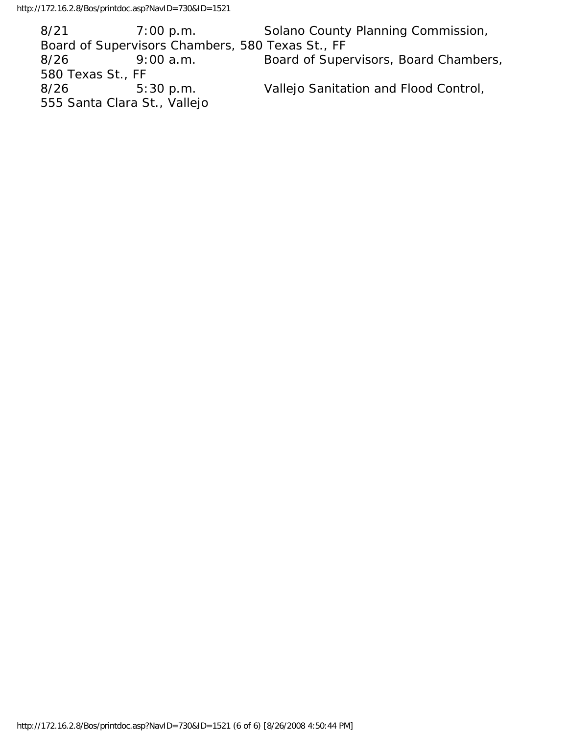8/21 7:00 p.m. Solano County Planning Commission, Board of Supervisors Chambers, 580 Texas St., FF

8/26 9:00 a.m. Board of Supervisors, Board Chambers, 580 Texas St., FF

8/26 5:30 p.m. Vallejo Sanitation and Flood Control, 555 Santa Clara St., Vallejo